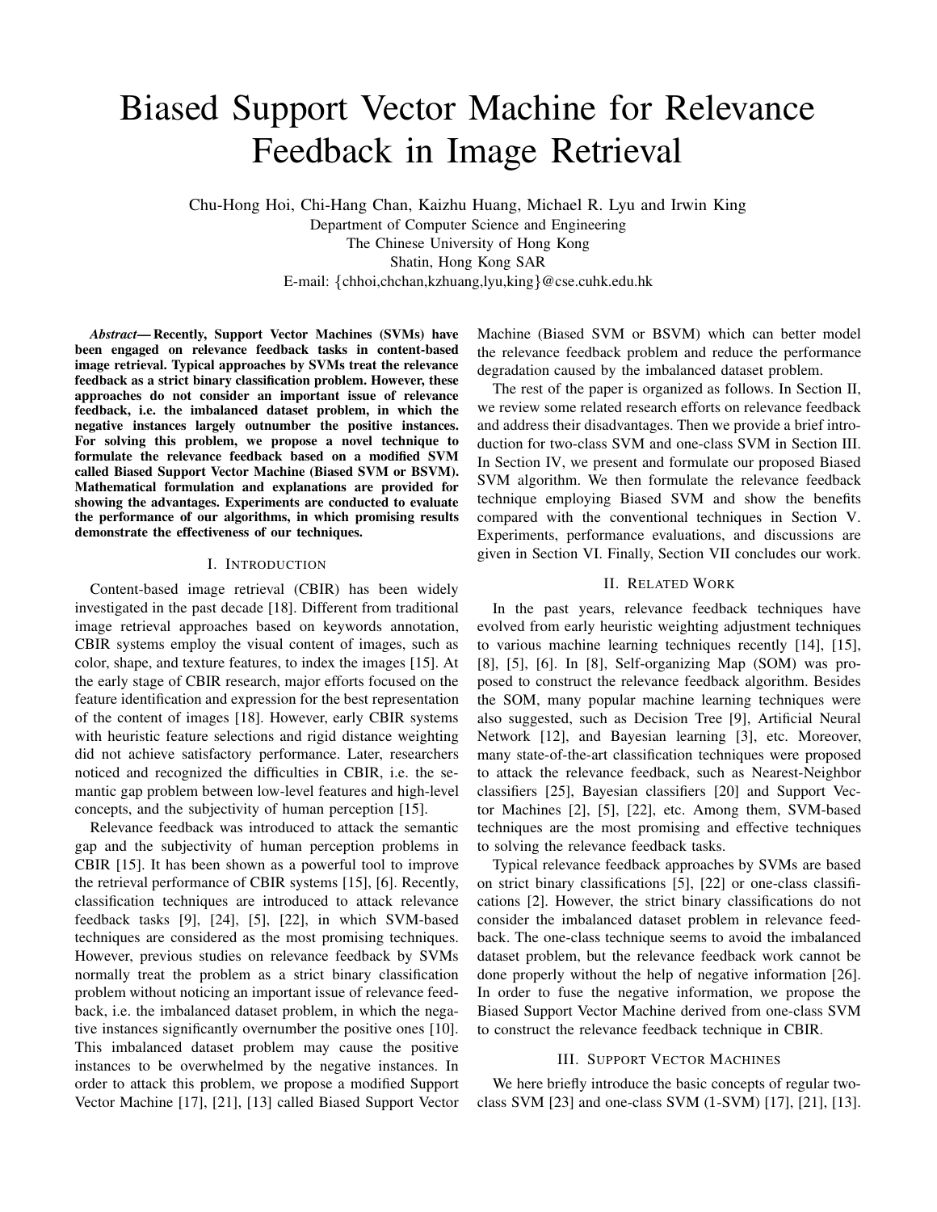# Biased Support Vector Machine for Relevance Feedback in Image Retrieval

Chu-Hong Hoi, Chi-Hang Chan, Kaizhu Huang, Michael R. Lyu and Irwin King
Department of Computer Science and Engineering
The Chinese University of Hong Kong
Shatin, Hong Kong SAR
E-mail: {chhoi,chchan,kzhuang,lyu,king}@cse.cuhk.edu.hk

***Abstract*— Recently, Support Vector Machines (SVMs) have been engaged on relevance feedback tasks in content-based image retrieval. Typical approaches by SVMs treat the relevance feedback as a strict binary classification problem. However, these approaches do not consider an important issue of relevance feedback, i.e. the imbalanced dataset problem, in which the negative instances largely outnumber the positive instances. For solving this problem, we propose a novel technique to formulate the relevance feedback based on a modified SVM called Biased Support Vector Machine (Biased SVM or BSVM). Mathematical formulation and explanations are provided for showing the advantages. Experiments are conducted to evaluate the performance of our algorithms, in which promising results demonstrate the effectiveness of our techniques.**

## I. Introduction

Content-based image retrieval (CBIR) has been widely investigated in the past decade [18]. Different from traditional image retrieval approaches based on keywords annotation, CBIR systems employ the visual content of images, such as color, shape, and texture features, to index the images [15]. At the early stage of CBIR research, major efforts focused on the feature identification and expression for the best representation of the content of images [18]. However, early CBIR systems with heuristic feature selections and rigid distance weighting did not achieve satisfactory performance. Later, researchers noticed and recognized the difficulties in CBIR, i.e. the semantic gap problem between low-level features and high-level concepts, and the subjectivity of human perception [15].

Relevance feedback was introduced to attack the semantic gap and the subjectivity of human perception problems in CBIR [15]. It has been shown as a powerful tool to improve the retrieval performance of CBIR systems [15], [6]. Recently, classification techniques are introduced to attack relevance feedback tasks [9], [24], [5], [22], in which SVM-based techniques are considered as the most promising techniques. However, previous studies on relevance feedback by SVMs normally treat the problem as a strict binary classification problem without noticing an important issue of relevance feedback, i.e. the imbalanced dataset problem, in which the negative instances significantly overnumber the positive ones [10]. This imbalanced dataset problem may cause the positive instances to be overwhelmed by the negative instances. In order to attack this problem, we propose a modified Support Vector Machine [17], [21], [13] called Biased Support Vector Machine (Biased SVM or BSVM) which can better model the relevance feedback problem and reduce the performance degradation caused by the imbalanced dataset problem.

The rest of the paper is organized as follows. In Section II, we review some related research efforts on relevance feedback and address their disadvantages. Then we provide a brief introduction for two-class SVM and one-class SVM in Section III. In Section IV, we present and formulate our proposed Biased SVM algorithm. We then formulate the relevance feedback technique employing Biased SVM and show the benefits compared with the conventional techniques in Section V. Experiments, performance evaluations, and discussions are given in Section VI. Finally, Section VII concludes our work.

## II. Related Work

In the past years, relevance feedback techniques have evolved from early heuristic weighting adjustment techniques to various machine learning techniques recently [14], [15], [8], [5], [6]. In [8], Self-organizing Map (SOM) was proposed to construct the relevance feedback algorithm. Besides the SOM, many popular machine learning techniques were also suggested, such as Decision Tree [9], Artificial Neural Network [12], and Bayesian learning [3], etc. Moreover, many state-of-the-art classification techniques were proposed to attack the relevance feedback, such as Nearest-Neighbor classifiers [25], Bayesian classifiers [20] and Support Vector Machines [2], [5], [22], etc. Among them, SVM-based techniques are the most promising and effective techniques to solving the relevance feedback tasks.

Typical relevance feedback approaches by SVMs are based on strict binary classifications [5], [22] or one-class classifications [2]. However, the strict binary classifications do not consider the imbalanced dataset problem in relevance feedback. The one-class technique seems to avoid the imbalanced dataset problem, but the relevance feedback work cannot be done properly without the help of negative information [26]. In order to fuse the negative information, we propose the Biased Support Vector Machine derived from one-class SVM to construct the relevance feedback technique in CBIR.

## III. Support Vector Machines

We here briefly introduce the basic concepts of regular two-class SVM [23] and one-class SVM (1-SVM) [17], [21], [13].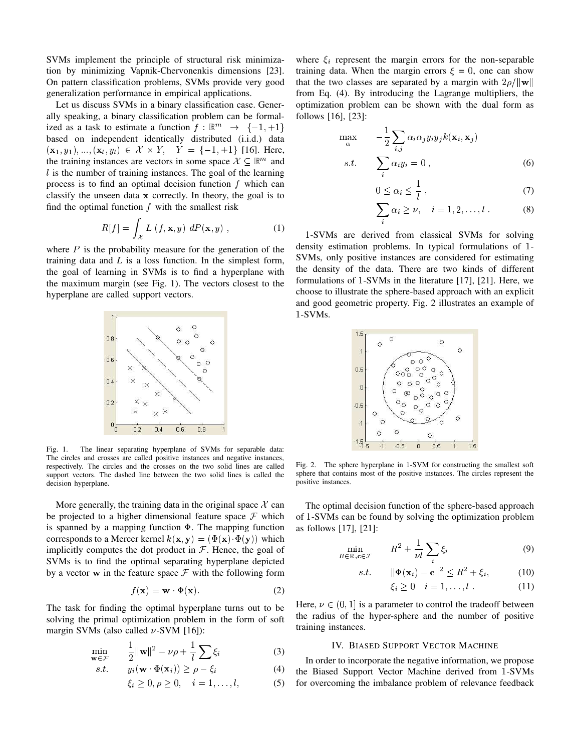SVMs implement the principle of structural risk minimization by minimizing Vapnik-Chervonenkis dimensions [23]. On pattern classification problems, SVMs provide very good generalization performance in empirical applications.

Let us discuss SVMs in a binary classification case. Generally speaking, a binary classification problem can be formalized as a task to estimate a function $f : \mathbb{R}^m \rightarrow \{-1, +1\}$ based on independent identically distributed (i.i.d.) data $(\mathbf{x}_1, y_1), ..., (\mathbf{x}_l, y_l) \in \mathcal{X} \times Y, \quad Y = \{-1, +1\}$ [16]. Here, the training instances are vectors in some space $\mathcal{X} \subseteq \mathbb{R}^m$ and $l$ is the number of training instances. The goal of the learning process is to find an optimal decision function $f$ which can classify the unseen data $\mathbf{x}$ correctly. In theory, the goal is to find the optimal function $f$ with the smallest risk

$$R[f] = \int_{\mathcal{X}} L\left(f, \mathbf{x}, y\right) \, dP(\mathbf{x}, y) \,, \tag{1}$$

where $P$ is the probability measure for the generation of the training data and $L$ is a loss function. In the simplest form, the goal of learning in SVMs is to find a hyperplane with the maximum margin (see Fig. 1). The vectors closest to the hyperplane are called support vectors.

Fig. 1. The linear separating hyperplane of SVMs for separable data: The circles and crosses are called positive instances and negative instances, respectively. The circles and the crosses on the two solid lines are called support vectors. The dashed line between the two solid lines is called the decision hyperplane.

More generally, the training data in the original space $\mathcal{X}$ can be projected to a higher dimensional feature space $\mathcal{F}$ which is spanned by a mapping function $\Phi$. The mapping function corresponds to a Mercer kernel $k(\mathbf{x}, \mathbf{y}) = (\Phi(\mathbf{x}) \cdot \Phi(\mathbf{y}))$ which implicitly computes the dot product in $\mathcal{F}$. Hence, the goal of SVMs is to find the optimal separating hyperplane depicted by a vector $\mathbf{w}$ in the feature space $\mathcal{F}$ with the following form

$$f(\mathbf{x}) = \mathbf{w} \cdot \Phi(\mathbf{x}). \tag{2}$$

The task for finding the optimal hyperplane turns out to be solving the primal optimization problem in the form of soft margin SVMs (also called $\nu$-SVM [16]):

$$\begin{aligned}
\min_{\mathbf{w} \in \mathcal{F}} \quad & \frac{1}{2}\|\mathbf{w}\|^2 - \nu\rho + \frac{1}{l}\sum \xi_i & (3)\\
s.t. \quad & y_i(\mathbf{w} \cdot \Phi(\mathbf{x}_i)) \geq \rho - \xi_i & (4)\\
& \xi_i \geq 0, \rho \geq 0, \quad i = 1, \ldots, l, & (5)
\end{aligned}$$

where $\xi_i$ represent the margin errors for the non-separable training data. When the margin errors $\xi = 0$, one can show that the two classes are separated by a margin with $2\rho/\|\mathbf{w}\|$ from Eq. (4). By introducing the Lagrange multipliers, the optimization problem can be shown with the dual form as follows [16], [23]:

$$\begin{aligned}
\max_{\alpha} \quad & -\frac{1}{2}\sum_{i,j} \alpha_i \alpha_j y_i y_j k(\mathbf{x}_i, \mathbf{x}_j) & \\
s.t. \quad & \sum_i \alpha_i y_i = 0 \,, & (6)\\
& 0 \leq \alpha_i \leq \frac{1}{l} \,, & (7)\\
& \sum_i \alpha_i \geq \nu, \quad i = 1, 2, \ldots, l \,. & (8)
\end{aligned}$$

1-SVMs are derived from classical SVMs for solving density estimation problems. In typical formulations of 1-SVMs, only positive instances are considered for estimating the density of the data. There are two kinds of different formulations of 1-SVMs in the literature [17], [21]. Here, we choose to illustrate the sphere-based approach with an explicit and good geometric property. Fig. 2 illustrates an example of 1-SVMs.

Fig. 2. The sphere hyperplane in 1-SVM for constructing the smallest soft sphere that contains most of the positive instances. The circles represent the positive instances.

The optimal decision function of the sphere-based approach of 1-SVMs can be found by solving the optimization problem as follows [17], [21]:

$$\begin{aligned}
\min_{R \in \mathbb{R}, \mathbf{c} \in \mathcal{F}} \quad & R^2 + \frac{1}{\nu l}\sum_i \xi_i & (9)\\
s.t. \quad & \|\Phi(\mathbf{x}_i) - \mathbf{c}\|^2 \leq R^2 + \xi_i, & (10)\\
& \xi_i \geq 0 \quad i = 1, \ldots, l \,. & (11)
\end{aligned}$$

Here, $\nu \in (0, 1]$ is a parameter to control the tradeoff between the radius of the hyper-sphere and the number of positive training instances.

## IV. Biased Support Vector Machine

In order to incorporate the negative information, we propose the Biased Support Vector Machine derived from 1-SVMs for overcoming the imbalance problem of relevance feedback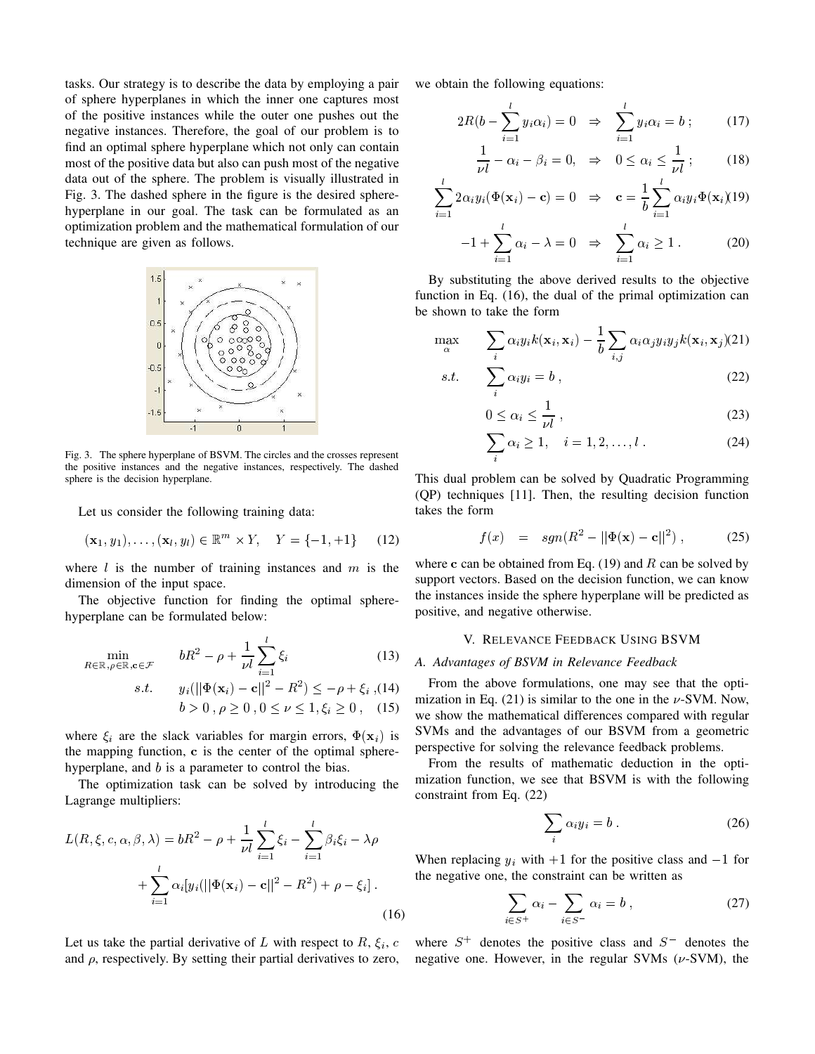tasks. Our strategy is to describe the data by employing a pair of sphere hyperplanes in which the inner one captures most of the positive instances while the outer one pushes out the negative instances. Therefore, the goal of our problem is to find an optimal sphere hyperplane which not only can contain most of the positive data but also can push most of the negative data out of the sphere. The problem is visually illustrated in Fig. 3. The dashed sphere in the figure is the desired sphere-hyperplane in our goal. The task can be formulated as an optimization problem and the mathematical formulation of our technique are given as follows.

Fig. 3. The sphere hyperplane of BSVM. The circles and the crosses represent the positive instances and the negative instances, respectively. The dashed sphere is the decision hyperplane.

Let us consider the following training data:

$$(\mathbf{x}_1, y_1), \ldots, (\mathbf{x}_l, y_l) \in \mathbb{R}^m \times Y, \quad Y = \{-1, +1\} \tag{12}$$

where $l$ is the number of training instances and $m$ is the dimension of the input space.

The objective function for finding the optimal sphere-hyperplane can be formulated below:

$$\min_{R \in \mathbb{R}, \rho \in \mathbb{R}, \mathbf{c} \in \mathcal{F}} \quad bR^2 - \rho + \frac{1}{\nu l} \sum_{i=1}^{l} \xi_i \tag{13}$$

$$s.t. \quad y_i(||\Phi(\mathbf{x}_i) - \mathbf{c}||^2 - R^2) \leq -\rho + \xi_i \,, \tag{14}$$

$$b > 0 \,, \rho \geq 0 \,, 0 \leq \nu \leq 1, \xi_i \geq 0 \,, \tag{15}$$

where $\xi_i$ are the slack variables for margin errors, $\Phi(\mathbf{x}_i)$ is the mapping function, $\mathbf{c}$ is the center of the optimal sphere-hyperplane, and $b$ is a parameter to control the bias.

The optimization task can be solved by introducing the Lagrange multipliers:

$$L(R, \xi, c, \alpha, \beta, \lambda) = bR^2 - \rho + \frac{1}{\nu l} \sum_{i=1}^{l} \xi_i - \sum_{i=1}^{l} \beta_i \xi_i - \lambda \rho + \sum_{i=1}^{l} \alpha_i [y_i(||\Phi(\mathbf{x}_i) - \mathbf{c}||^2 - R^2) + \rho - \xi_i] \,. \tag{16}$$

Let us take the partial derivative of $L$ with respect to $R$, $\xi_i$, $c$ and $\rho$, respectively. By setting their partial derivatives to zero, we obtain the following equations:

$$2R(b - \sum_{i=1}^{l} y_i \alpha_i) = 0 \quad \Rightarrow \quad \sum_{i=1}^{l} y_i \alpha_i = b \,; \tag{17}$$

$$\frac{1}{\nu l} - \alpha_i - \beta_i = 0, \quad \Rightarrow \quad 0 \leq \alpha_i \leq \frac{1}{\nu l} \,; \tag{18}$$

$$\sum_{i=1}^{l} 2\alpha_i y_i (\Phi(\mathbf{x}_i) - \mathbf{c}) = 0 \quad \Rightarrow \quad \mathbf{c} = \frac{1}{b} \sum_{i=1}^{l} \alpha_i y_i \Phi(\mathbf{x}_i) \tag{19}$$

$$-1 + \sum_{i=1}^{l} \alpha_i - \lambda = 0 \quad \Rightarrow \quad \sum_{i=1}^{l} \alpha_i \geq 1 \,. \tag{20}$$

By substituting the above derived results to the objective function in Eq. (16), the dual of the primal optimization can be shown to take the form

$$\max_{\alpha} \quad \sum_i \alpha_i y_i k(\mathbf{x}_i, \mathbf{x}_i) - \frac{1}{b} \sum_{i,j} \alpha_i \alpha_j y_i y_j k(\mathbf{x}_i, \mathbf{x}_j) \tag{21}$$

$$s.t. \quad \sum_i \alpha_i y_i = b \,, \tag{22}$$

$$0 \leq \alpha_i \leq \frac{1}{\nu l} \,, \tag{23}$$

$$\sum_i \alpha_i \geq 1, \quad i = 1, 2, \ldots, l \,. \tag{24}$$

This dual problem can be solved by Quadratic Programming (QP) techniques [11]. Then, the resulting decision function takes the form

$$f(x) \quad = \quad sgn(R^2 - ||\Phi(\mathbf{x}) - \mathbf{c}||^2) \,, \tag{25}$$

where $\mathbf{c}$ can be obtained from Eq. (19) and $R$ can be solved by support vectors. Based on the decision function, we can know the instances inside the sphere hyperplane will be predicted as positive, and negative otherwise.

## V. Relevance Feedback Using BSVM

### A. Advantages of BSVM in Relevance Feedback

From the above formulations, one may see that the optimization in Eq. (21) is similar to the one in the $\nu$-SVM. Now, we show the mathematical differences compared with regular SVMs and the advantages of our BSVM from a geometric perspective for solving the relevance feedback problems.

From the results of mathematic deduction in the optimization function, we see that BSVM is with the following constraint from Eq. (22)

$$\sum_i \alpha_i y_i = b \,. \tag{26}$$

When replacing $y_i$ with $+1$ for the positive class and $-1$ for the negative one, the constraint can be written as

$$\sum_{i \in S^+} \alpha_i - \sum_{i \in S^-} \alpha_i = b \,, \tag{27}$$

where $S^+$ denotes the positive class and $S^-$ denotes the negative one. However, in the regular SVMs ($\nu$-SVM), the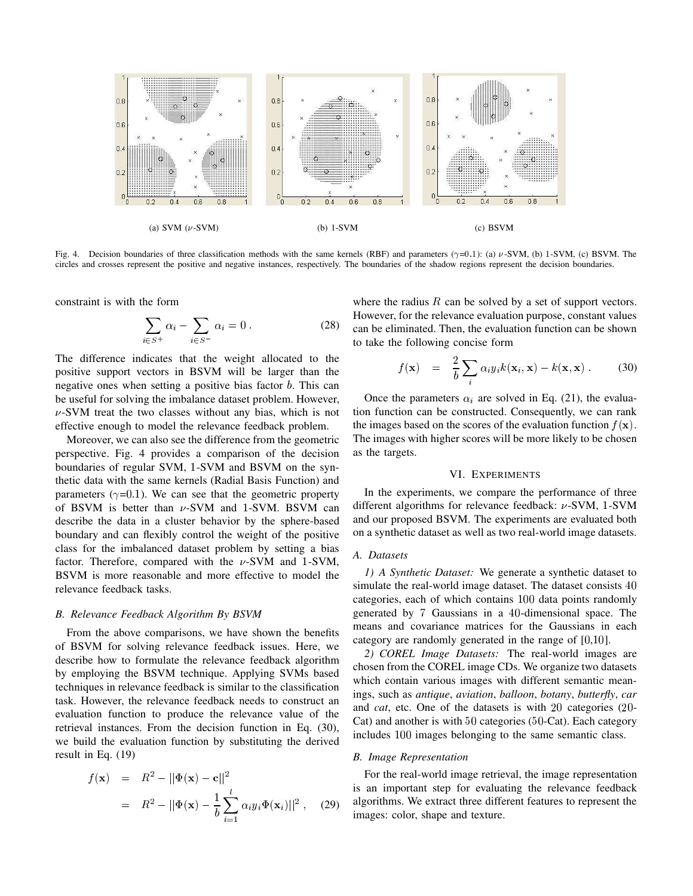(a) SVM ($\nu$-SVM) (b) 1-SVM (c) BSVM

Fig. 4. Decision boundaries of three classification methods with the same kernels (RBF) and parameters ($\gamma$=0.1): (a) $\nu$-SVM, (b) 1-SVM, (c) BSVM. The circles and crosses represent the positive and negative instances, respectively. The boundaries of the shadow regions represent the decision boundaries.

constraint is with the form

$$\sum_{i \in S^+} \alpha_i - \sum_{i \in S^-} \alpha_i = 0 \,. \tag{28}$$

The difference indicates that the weight allocated to the positive support vectors in BSVM will be larger than the negative ones when setting a positive bias factor $b$. This can be useful for solving the imbalance dataset problem. However, $\nu$-SVM treat the two classes without any bias, which is not effective enough to model the relevance feedback problem.

Moreover, we can also see the difference from the geometric perspective. Fig. 4 provides a comparison of the decision boundaries of regular SVM, 1-SVM and BSVM on the synthetic data with the same kernels (Radial Basis Function) and parameters ($\gamma$=0.1). We can see that the geometric property of BSVM is better than $\nu$-SVM and 1-SVM. BSVM can describe the data in a cluster behavior by the sphere-based boundary and can flexibly control the weight of the positive class for the imbalanced dataset problem by setting a bias factor. Therefore, compared with the $\nu$-SVM and 1-SVM, BSVM is more reasonable and more effective to model the relevance feedback tasks.

### B. Relevance Feedback Algorithm By BSVM

From the above comparisons, we have shown the benefits of BSVM for solving relevance feedback issues. Here, we describe how to formulate the relevance feedback algorithm by employing the BSVM technique. Applying SVMs based techniques in relevance feedback is similar to the classification task. However, the relevance feedback needs to construct an evaluation function to produce the relevance value of the retrieval instances. From the decision function in Eq. (30), we build the evaluation function by substituting the derived result in Eq. (19)

$$\begin{aligned} f(\mathbf{x}) &= R^2 - ||\Phi(\mathbf{x}) - \mathbf{c}||^2 \\ &= R^2 - ||\Phi(\mathbf{x}) - \frac{1}{b}\sum_{i=1}^{l} \alpha_i y_i \Phi(\mathbf{x}_i)||^2 \,, \end{aligned} \tag{29}$$

where the radius $R$ can be solved by a set of support vectors. However, for the relevance evaluation purpose, constant values can be eliminated. Then, the evaluation function can be shown to take the following concise form

$$f(\mathbf{x}) \;=\; \frac{2}{b}\sum_i \alpha_i y_i k(\mathbf{x}_i, \mathbf{x}) - k(\mathbf{x}, \mathbf{x}) \,. \tag{30}$$

Once the parameters $\alpha_i$ are solved in Eq. (21), the evaluation function can be constructed. Consequently, we can rank the images based on the scores of the evaluation function $f(\mathbf{x})$. The images with higher scores will be more likely to be chosen as the targets.

## VI. Experiments

In the experiments, we compare the performance of three different algorithms for relevance feedback: $\nu$-SVM, 1-SVM and our proposed BSVM. The experiments are evaluated both on a synthetic dataset as well as two real-world image datasets.

### A. Datasets

*1) A Synthetic Dataset:* We generate a synthetic dataset to simulate the real-world image dataset. The dataset consists 40 categories, each of which contains 100 data points randomly generated by 7 Gaussians in a 40-dimensional space. The means and covariance matrices for the Gaussians in each category are randomly generated in the range of [0,10].

*2) COREL Image Datasets:* The real-world images are chosen from the COREL image CDs. We organize two datasets which contain various images with different semantic meanings, such as *antique*, *aviation*, *balloon*, *botany*, *butterfly*, *car* and *cat*, etc. One of the datasets is with 20 categories (20-Cat) and another is with 50 categories (50-Cat). Each category includes 100 images belonging to the same semantic class.

### B. Image Representation

For the real-world image retrieval, the image representation is an important step for evaluating the relevance feedback algorithms. We extract three different features to represent the images: color, shape and texture.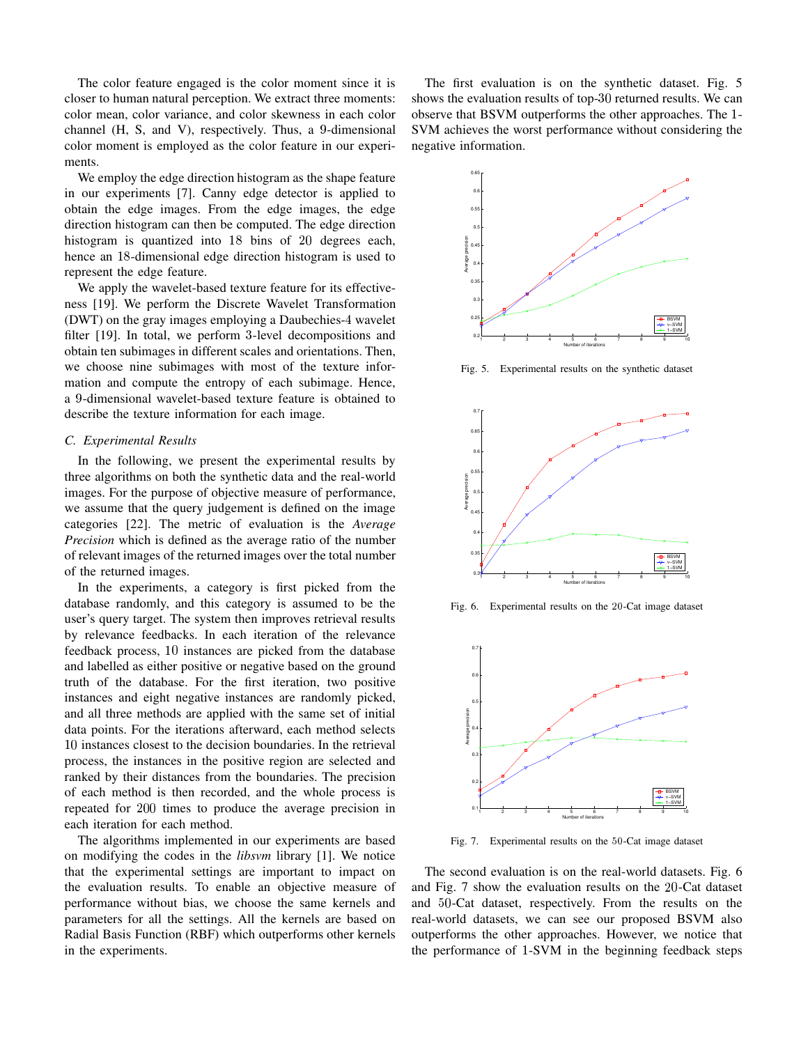The color feature engaged is the color moment since it is closer to human natural perception. We extract three moments: color mean, color variance, and color skewness in each color channel (H, S, and V), respectively. Thus, a 9-dimensional color moment is employed as the color feature in our experiments.

We employ the edge direction histogram as the shape feature in our experiments [7]. Canny edge detector is applied to obtain the edge images. From the edge images, the edge direction histogram can then be computed. The edge direction histogram is quantized into 18 bins of 20 degrees each, hence an 18-dimensional edge direction histogram is used to represent the edge feature.

We apply the wavelet-based texture feature for its effectiveness [19]. We perform the Discrete Wavelet Transformation (DWT) on the gray images employing a Daubechies-4 wavelet filter [19]. In total, we perform 3-level decompositions and obtain ten subimages in different scales and orientations. Then, we choose nine subimages with most of the texture information and compute the entropy of each subimage. Hence, a 9-dimensional wavelet-based texture feature is obtained to describe the texture information for each image.

### C. Experimental Results

In the following, we present the experimental results by three algorithms on both the synthetic data and the real-world images. For the purpose of objective measure of performance, we assume that the query judgement is defined on the image categories [22]. The metric of evaluation is the *Average Precision* which is defined as the average ratio of the number of relevant images of the returned images over the total number of the returned images.

In the experiments, a category is first picked from the database randomly, and this category is assumed to be the user's query target. The system then improves retrieval results by relevance feedbacks. In each iteration of the relevance feedback process, 10 instances are picked from the database and labelled as either positive or negative based on the ground truth of the database. For the first iteration, two positive instances and eight negative instances are randomly picked, and all three methods are applied with the same set of initial data points. For the iterations afterward, each method selects 10 instances closest to the decision boundaries. In the retrieval process, the instances in the positive region are selected and ranked by their distances from the boundaries. The precision of each method is then recorded, and the whole process is repeated for 200 times to produce the average precision in each iteration for each method.

The algorithms implemented in our experiments are based on modifying the codes in the *libsvm* library [1]. We notice that the experimental settings are important to impact on the evaluation results. To enable an objective measure of performance without bias, we choose the same kernels and parameters for all the settings. All the kernels are based on Radial Basis Function (RBF) which outperforms other kernels in the experiments.

The first evaluation is on the synthetic dataset. Fig. 5 shows the evaluation results of top-30 returned results. We can observe that BSVM outperforms the other approaches. The 1-SVM achieves the worst performance without considering the negative information.

Fig. 5. Experimental results on the synthetic dataset

Fig. 6. Experimental results on the 20-Cat image dataset

Fig. 7. Experimental results on the 50-Cat image dataset

The second evaluation is on the real-world datasets. Fig. 6 and Fig. 7 show the evaluation results on the 20-Cat dataset and 50-Cat dataset, respectively. From the results on the real-world datasets, we can see our proposed BSVM also outperforms the other approaches. However, we notice that the performance of 1-SVM in the beginning feedback steps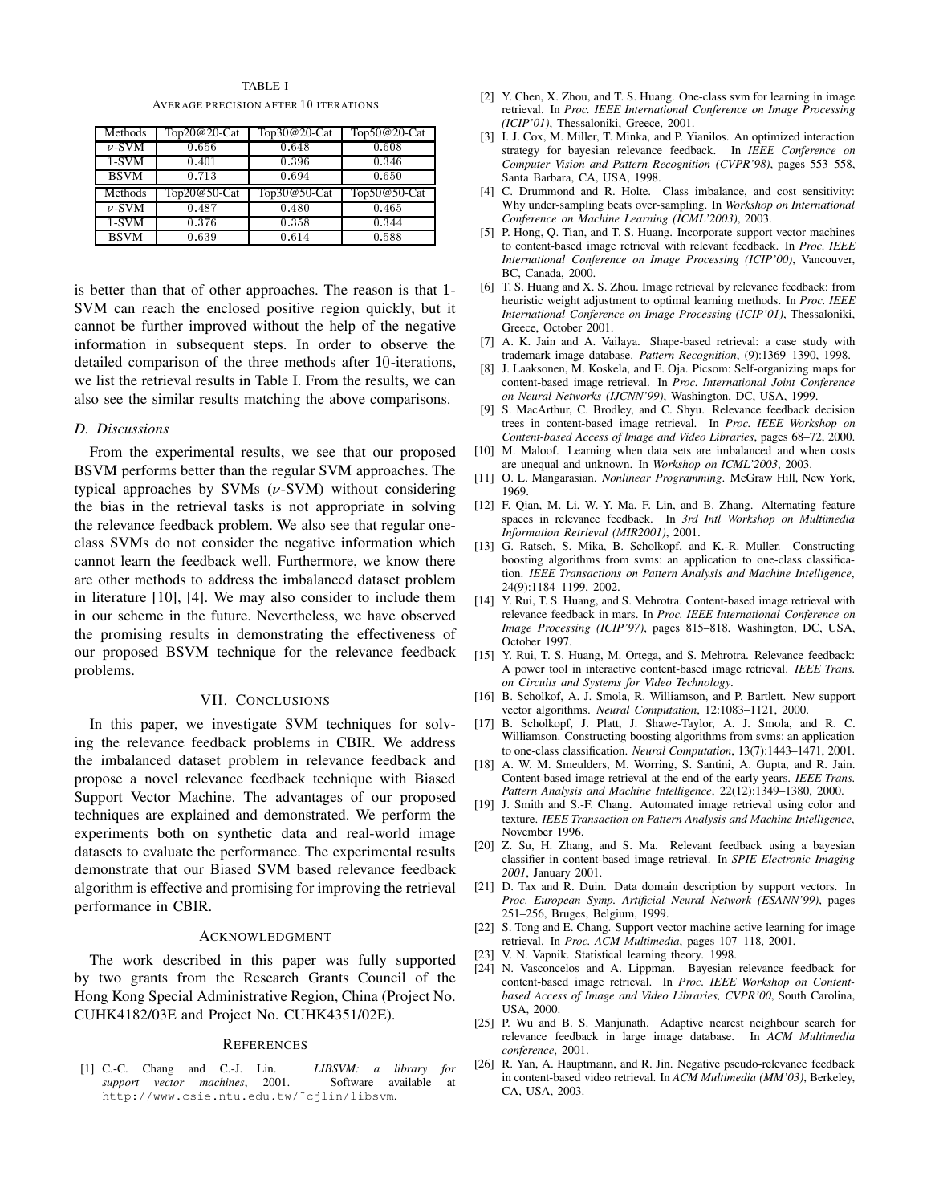TABLE I

AVERAGE PRECISION AFTER 10 ITERATIONS

| Methods | Top20@20-Cat | Top30@20-Cat | Top50@20-Cat |
| --- | --- | --- | --- |
| $\nu$-SVM | 0.656 | 0.648 | 0.608 |
| 1-SVM | 0.401 | 0.396 | 0.346 |
| BSVM | 0.713 | 0.694 | 0.650 |
| Methods | Top20@50-Cat | Top30@50-Cat | Top50@50-Cat |
| $\nu$-SVM | 0.487 | 0.480 | 0.465 |
| 1-SVM | 0.376 | 0.358 | 0.344 |
| BSVM | 0.639 | 0.614 | 0.588 |

is better than that of other approaches. The reason is that 1-SVM can reach the enclosed positive region quickly, but it cannot be further improved without the help of the negative information in subsequent steps. In order to observe the detailed comparison of the three methods after 10-iterations, we list the retrieval results in Table I. From the results, we can also see the similar results matching the above comparisons.

### D. Discussions

From the experimental results, we see that our proposed BSVM performs better than the regular SVM approaches. The typical approaches by SVMs ($\nu$-SVM) without considering the bias in the retrieval tasks is not appropriate in solving the relevance feedback problem. We also see that regular one-class SVMs do not consider the negative information which cannot learn the feedback well. Furthermore, we know there are other methods to address the imbalanced dataset problem in literature [10], [4]. We may also consider to include them in our scheme in the future. Nevertheless, we have observed the promising results in demonstrating the effectiveness of our proposed BSVM technique for the relevance feedback problems.

## VII. CONCLUSIONS

In this paper, we investigate SVM techniques for solving the relevance feedback problems in CBIR. We address the imbalanced dataset problem in relevance feedback and propose a novel relevance feedback technique with Biased Support Vector Machine. The advantages of our proposed techniques are explained and demonstrated. We perform the experiments both on synthetic data and real-world image datasets to evaluate the performance. The experimental results demonstrate that our Biased SVM based relevance feedback algorithm is effective and promising for improving the retrieval performance in CBIR.

## ACKNOWLEDGMENT

The work described in this paper was fully supported by two grants from the Research Grants Council of the Hong Kong Special Administrative Region, China (Project No. CUHK4182/03E and Project No. CUHK4351/02E).

## REFERENCES

[1] C.-C. Chang and C.-J. Lin. *LIBSVM: a library for support vector machines*, 2001. Software available at http://www.csie.ntu.edu.tw/~cjlin/libsvm.

[2] Y. Chen, X. Zhou, and T. S. Huang. One-class svm for learning in image retrieval. In *Proc. IEEE International Conference on Image Processing (ICIP'01)*, Thessaloniki, Greece, 2001.

[3] I. J. Cox, M. Miller, T. Minka, and P. Yianilos. An optimized interaction strategy for bayesian relevance feedback. In *IEEE Conference on Computer Vision and Pattern Recognition (CVPR'98)*, pages 553–558, Santa Barbara, CA, USA, 1998.

[4] C. Drummond and R. Holte. Class imbalance, and cost sensitivity: Why under-sampling beats over-sampling. In *Workshop on International Conference on Machine Learning (ICML'2003)*, 2003.

[5] P. Hong, Q. Tian, and T. S. Huang. Incorporate support vector machines to content-based image retrieval with relevant feedback. In *Proc. IEEE International Conference on Image Processing (ICIP'00)*, Vancouver, BC, Canada, 2000.

[6] T. S. Huang and X. S. Zhou. Image retrieval by relevance feedback: from heuristic weight adjustment to optimal learning methods. In *Proc. IEEE International Conference on Image Processing (ICIP'01)*, Thessaloniki, Greece, October 2001.

[7] A. K. Jain and A. Vailaya. Shape-based retrieval: a case study with trademark image database. *Pattern Recognition*, (9):1369–1390, 1998.

[8] J. Laaksonen, M. Koskela, and E. Oja. Picsom: Self-organizing maps for content-based image retrieval. In *Proc. International Joint Conference on Neural Networks (IJCNN'99)*, Washington, DC, USA, 1999.

[9] S. MacArthur, C. Brodley, and C. Shyu. Relevance feedback decision trees in content-based image retrieval. In *Proc. IEEE Workshop on Content-based Access of lmage and Video Libraries*, pages 68–72, 2000.

[10] M. Maloof. Learning when data sets are imbalanced and when costs are unequal and unknown. In *Workshop on ICML'2003*, 2003.

[11] O. L. Mangarasian. *Nonlinear Programming*. McGraw Hill, New York, 1969.

[12] F. Qian, M. Li, W.-Y. Ma, F. Lin, and B. Zhang. Alternating feature spaces in relevance feedback. In *3rd Intl Workshop on Multimedia Information Retrieval (MIR2001)*, 2001.

[13] G. Ratsch, S. Mika, B. Scholkopf, and K.-R. Muller. Constructing boosting algorithms from svms: an application to one-class classification. *IEEE Transactions on Pattern Analysis and Machine Intelligence*, 24(9):1184–1199, 2002.

[14] Y. Rui, T. S. Huang, and S. Mehrotra. Content-based image retrieval with relevance feedback in mars. In *Proc. IEEE International Conference on Image Processing (ICIP'97)*, pages 815–818, Washington, DC, USA, October 1997.

[15] Y. Rui, T. S. Huang, M. Ortega, and S. Mehrotra. Relevance feedback: A power tool in interactive content-based image retrieval. *IEEE Trans. on Circuits and Systems for Video Technology*.

[16] B. Scholkof, A. J. Smola, R. Williamson, and P. Bartlett. New support vector algorithms. *Neural Computation*, 12:1083–1121, 2000.

[17] B. Scholkopf, J. Platt, J. Shawe-Taylor, A. J. Smola, and R. C. Williamson. Constructing boosting algorithms from svms: an application to one-class classification. *Neural Computation*, 13(7):1443–1471, 2001.

[18] A. W. M. Smeulders, M. Worring, S. Santini, A. Gupta, and R. Jain. Content-based image retrieval at the end of the early years. *IEEE Trans. Pattern Analysis and Machine Intelligence*, 22(12):1349–1380, 2000.

[19] J. Smith and S.-F. Chang. Automated image retrieval using color and texture. *IEEE Transaction on Pattern Analysis and Machine Intelligence*, November 1996.

[20] Z. Su, H. Zhang, and S. Ma. Relevant feedback using a bayesian classifier in content-based image retrieval. In *SPIE Electronic Imaging 2001*, January 2001.

[21] D. Tax and R. Duin. Data domain description by support vectors. In *Proc. European Symp. Artificial Neural Network (ESANN'99)*, pages 251–256, Bruges, Belgium, 1999.

[22] S. Tong and E. Chang. Support vector machine active learning for image retrieval. In *Proc. ACM Multimedia*, pages 107–118, 2001.

[23] V. N. Vapnik. Statistical learning theory. 1998.

[24] N. Vasconcelos and A. Lippman. Bayesian relevance feedback for content-based image retrieval. In *Proc. IEEE Workshop on Content-based Access of Image and Video Libraries, CVPR'00*, South Carolina, USA, 2000.

[25] P. Wu and B. S. Manjunath. Adaptive nearest neighbour search for relevance feedback in large image database. In *ACM Multimedia conference*, 2001.

[26] R. Yan, A. Hauptmann, and R. Jin. Negative pseudo-relevance feedback in content-based video retrieval. In *ACM Multimedia (MM'03)*, Berkeley, CA, USA, 2003.